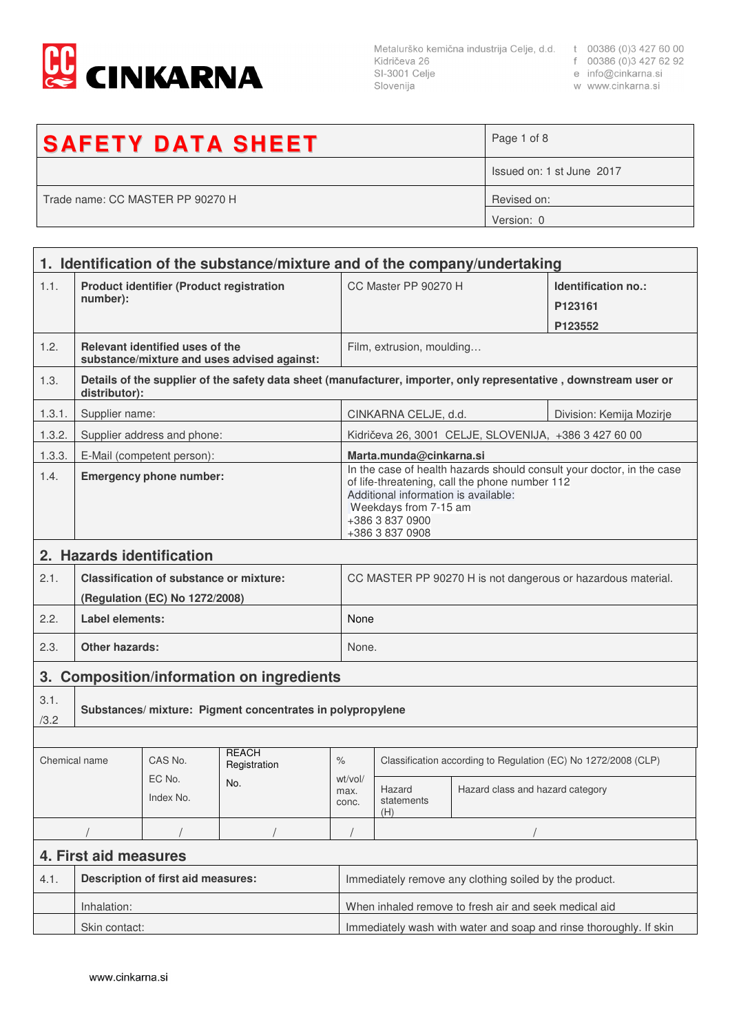Metalurško kemična industrija Celje, d.d.
Kidričeva 26
SI-3001 Celje
Slovenija

t 00386 (0)3 427 60 00
f 00386 (0)3 427 62 92
e info@cinkarna.si
w www.cinkarna.si

| SAFETY DATA SHEET | Page 1 of 8 |
|---|---|
| | Issued on: 1 st June 2017 |
| Trade name: CC MASTER PP 90270 H | Revised on: |
| | Version: 0 |

## 1. Identification of the substance/mixture and of the company/undertaking

| | | | |
|---|---|---|---|
| 1.1. | **Product identifier (Product registration number):** | CC Master PP 90270 H | **Identification no.:** **P123161** **P123552** |
| 1.2. | **Relevant identified uses of the substance/mixture and uses advised against:** | Film, extrusion, moulding… | |
| 1.3. | **Details of the supplier of the safety data sheet (manufacturer, importer, only representative , downstream user or distributor):** | | |
| 1.3.1. | Supplier name: | CINKARNA CELJE, d.d. | Division: Kemija Mozirje |
| 1.3.2. | Supplier address and phone: | Kidričeva 26, 3001 CELJE, SLOVENIJA, +386 3 427 60 00 | |
| 1.3.3. | E-Mail (competent person): | **Marta.munda@cinkarna.si** | |
| 1.4. | **Emergency phone number:** | In the case of health hazards should consult your doctor, in the case of life-threatening, call the phone number 112 Additional information is available: Weekdays from 7-15 am +386 3 837 0900 +386 3 837 0908 | |

## 2. Hazards identification

| | | |
|---|---|---|
| 2.1. | **Classification of substance or mixture:** **(Regulation (EC) No 1272/2008)** | CC MASTER PP 90270 H is not dangerous or hazardous material. |
| 2.2. | **Label elements:** | None |
| 2.3. | **Other hazards:** | None. |

## 3. Composition/information on ingredients

3.1./3.2 **Substances/ mixture: Pigment concentrates in polypropylene**

| Chemical name | CAS No. EC No. Index No. | REACH Registration No. | % wt/vol/ max. conc. | Classification according to Regulation (EC) No 1272/2008 (CLP) | |
|---|---|---|---|---|---|
| | | | | Hazard statements (H) | Hazard class and hazard category |
| / | / | / | / | / | |

## 4. First aid measures

| | | |
|---|---|---|
| 4.1. | **Description of first aid measures:** | Immediately remove any clothing soiled by the product. |
| | Inhalation: | When inhaled remove to fresh air and seek medical aid |
| | Skin contact: | Immediately wash with water and soap and rinse thoroughly. If skin |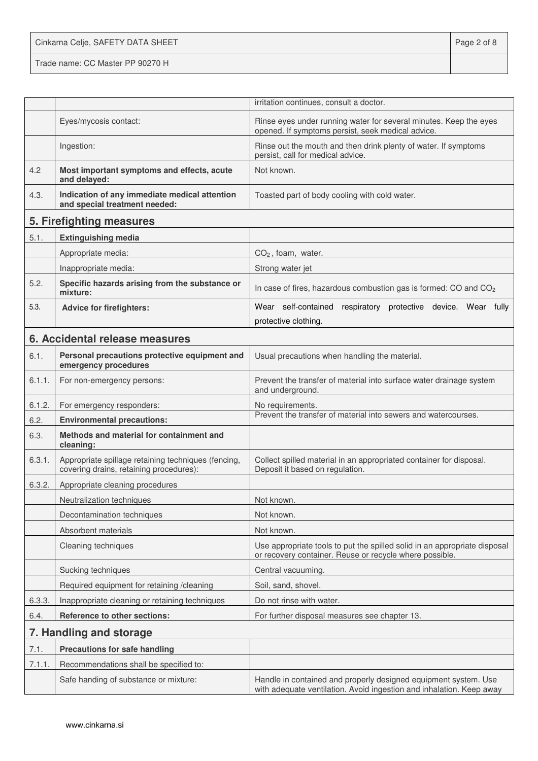| | | |
|---|---|---|
| | | irritation continues, consult a doctor. |
| | Eyes/mycosis contact: | Rinse eyes under running water for several minutes. Keep the eyes opened. If symptoms persist, seek medical advice. |
| | Ingestion: | Rinse out the mouth and then drink plenty of water. If symptoms persist, call for medical advice. |
| 4.2 | **Most important symptoms and effects, acute and delayed:** | Not known. |
| 4.3. | **Indication of any immediate medical attention and special treatment needed:** | Toasted part of body cooling with cold water. |

## 5. Firefighting measures

| | | |
|---|---|---|
| 5.1. | **Extinguishing media** | |
| | Appropriate media: | $CO_2$ , foam, water. |
| | Inappropriate media: | Strong water jet |
| 5.2. | **Specific hazards arising from the substance or mixture:** | In case of fires, hazardous combustion gas is formed: CO and $CO_2$ |
| 5.3. | **Advice for firefighters:** | Wear self-contained respiratory protective device. Wear fully protective clothing. |

## 6. Accidental release measures

| | | |
|---|---|---|
| 6.1. | **Personal precautions protective equipment and emergency procedures** | Usual precautions when handling the material. |
| 6.1.1. | For non-emergency persons: | Prevent the transfer of material into surface water drainage system and underground. |
| 6.1.2. | For emergency responders: | No requirements. |
| 6.2. | **Environmental precautions:** | Prevent the transfer of material into sewers and watercourses. |
| 6.3. | **Methods and material for containment and cleaning:** | |
| 6.3.1. | Appropriate spillage retaining techniques (fencing, covering drains, retaining procedures): | Collect spilled material in an appropriated container for disposal. Deposit it based on regulation. |
| 6.3.2. | Appropriate cleaning procedures | |
| | Neutralization techniques | Not known. |
| | Decontamination techniques | Not known. |
| | Absorbent materials | Not known. |
| | Cleaning techniques | Use appropriate tools to put the spilled solid in an appropriate disposal or recovery container. Reuse or recycle where possible. |
| | Sucking techniques | Central vacuuming. |
| | Required equipment for retaining /cleaning | Soil, sand, shovel. |
| 6.3.3. | Inappropriate cleaning or retaining techniques | Do not rinse with water. |
| 6.4. | **Reference to other sections:** | For further disposal measures see chapter 13. |

## 7. Handling and storage

| | | |
|---|---|---|
| 7.1. | **Precautions for safe handling** | |
| 7.1.1. | Recommendations shall be specified to: | |
| | Safe handing of substance or mixture: | Handle in contained and properly designed equipment system. Use with adequate ventilation. Avoid ingestion and inhalation. Keep away |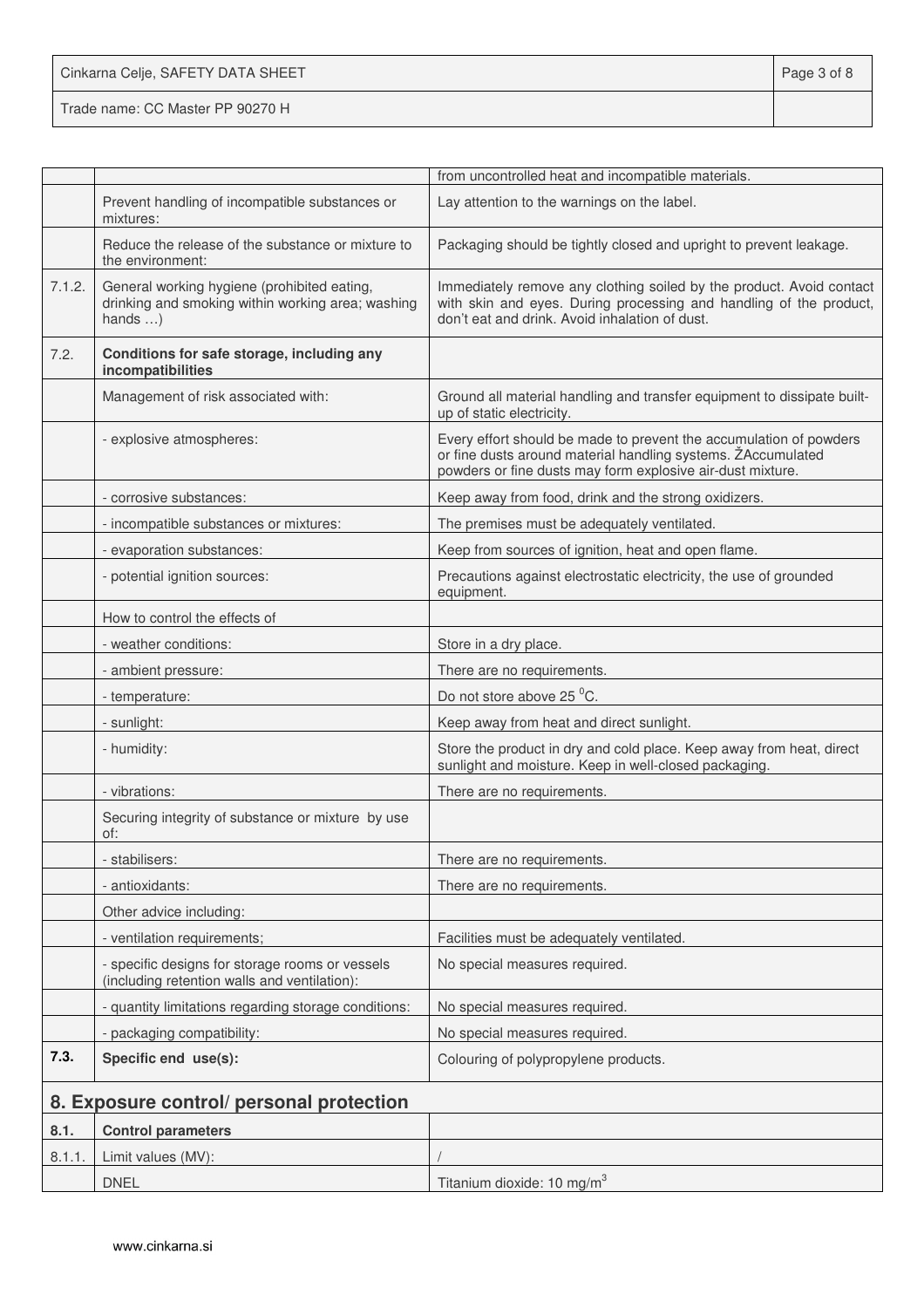| | | |
|---|---|---|
| | | from uncontrolled heat and incompatible materials. |
| | Prevent handling of incompatible substances or mixtures: | Lay attention to the warnings on the label. |
| | Reduce the release of the substance or mixture to the environment: | Packaging should be tightly closed and upright to prevent leakage. |
| 7.1.2. | General working hygiene (prohibited eating, drinking and smoking within working area; washing hands …) | Immediately remove any clothing soiled by the product. Avoid contact with skin and eyes. During processing and handling of the product, don't eat and drink. Avoid inhalation of dust. |
| 7.2. | **Conditions for safe storage, including any incompatibilities** | |
| | Management of risk associated with: | Ground all material handling and transfer equipment to dissipate built-up of static electricity. |
| | - explosive atmospheres: | Every effort should be made to prevent the accumulation of powders or fine dusts around material handling systems. ŽAccumulated powders or fine dusts may form explosive air-dust mixture. |
| | - corrosive substances: | Keep away from food, drink and the strong oxidizers. |
| | - incompatible substances or mixtures: | The premises must be adequately ventilated. |
| | - evaporation substances: | Keep from sources of ignition, heat and open flame. |
| | - potential ignition sources: | Precautions against electrostatic electricity, the use of grounded equipment. |
| | How to control the effects of | |
| | - weather conditions: | Store in a dry place. |
| | - ambient pressure: | There are no requirements. |
| | - temperature: | Do not store above 25 $^0$C. |
| | - sunlight: | Keep away from heat and direct sunlight. |
| | - humidity: | Store the product in dry and cold place. Keep away from heat, direct sunlight and moisture. Keep in well-closed packaging. |
| | - vibrations: | There are no requirements. |
| | Securing integrity of substance or mixture by use of: | |
| | - stabilisers: | There are no requirements. |
| | - antioxidants: | There are no requirements. |
| | Other advice including: | |
| | - ventilation requirements; | Facilities must be adequately ventilated. |
| | - specific designs for storage rooms or vessels (including retention walls and ventilation): | No special measures required. |
| | - quantity limitations regarding storage conditions: | No special measures required. |
| | - packaging compatibility: | No special measures required. |
| **7.3.** | **Specific end use(s):** | Colouring of polypropylene products. |

## 8. Exposure control/ personal protection

| | | |
|---|---|---|
| **8.1.** | **Control parameters** | |
| 8.1.1. | Limit values (MV): | / |
| | DNEL | Titanium dioxide: 10 mg/m$^3$ |

www.cinkarna.si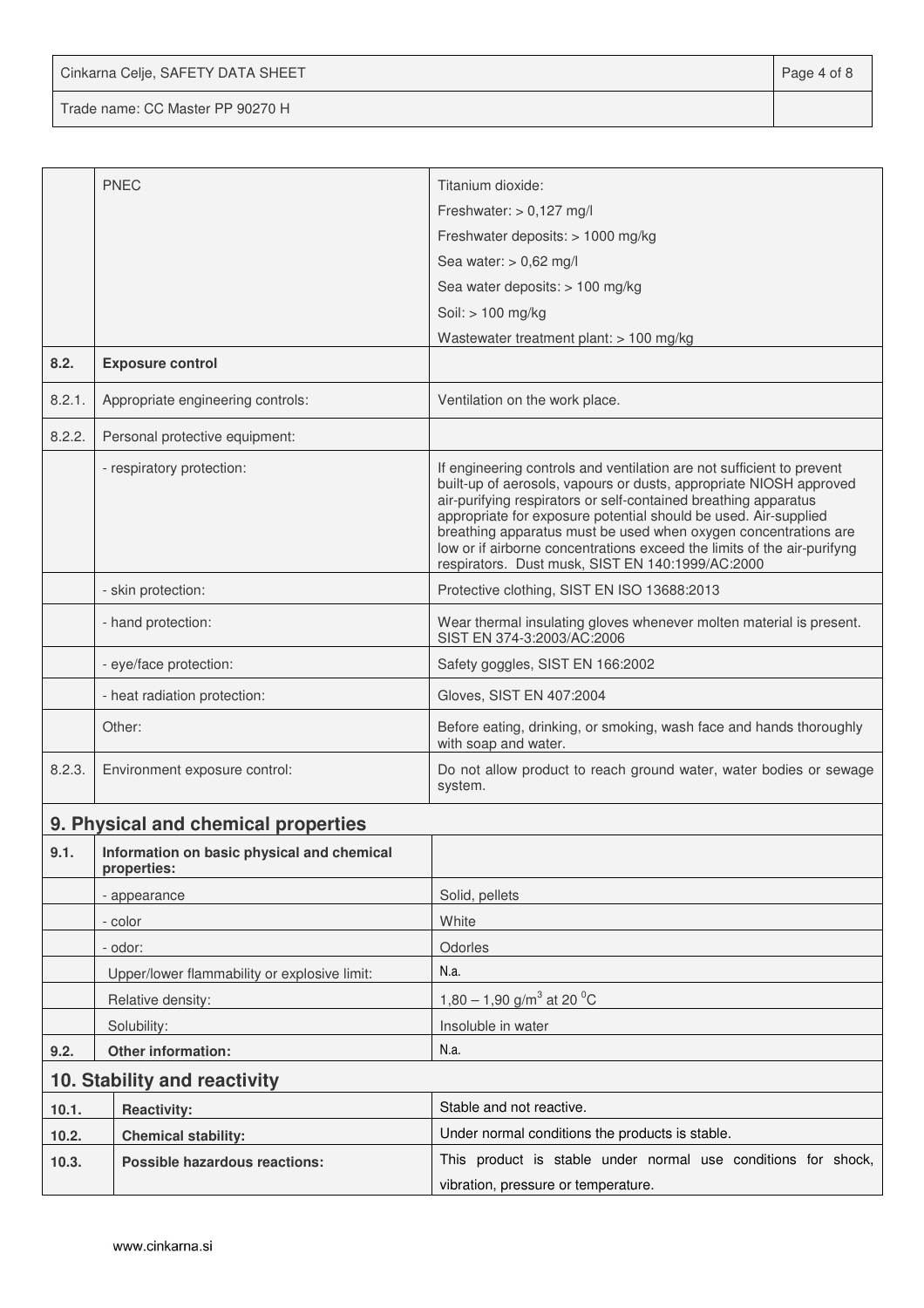| | | |
|---|---|---|
| | PNEC | Titanium dioxide:<br>Freshwater: > 0,127 mg/l<br>Freshwater deposits: > 1000 mg/kg<br>Sea water: > 0,62 mg/l<br>Sea water deposits: > 100 mg/kg<br>Soil: > 100 mg/kg<br>Wastewater treatment plant: > 100 mg/kg |
| **8.2.** | **Exposure control** | |
| 8.2.1. | Appropriate engineering controls: | Ventilation on the work place. |
| 8.2.2. | Personal protective equipment: | |
| | - respiratory protection: | If engineering controls and ventilation are not sufficient to prevent built-up of aerosols, vapours or dusts, appropriate NIOSH approved air-purifying respirators or self-contained breathing apparatus appropriate for exposure potential should be used. Air-supplied breathing apparatus must be used when oxygen concentrations are low or if airborne concentrations exceed the limits of the air-purifyng respirators. Dust musk, SIST EN 140:1999/AC:2000 |
| | - skin protection: | Protective clothing, SIST EN ISO 13688:2013 |
| | - hand protection: | Wear thermal insulating gloves whenever molten material is present. SIST EN 374-3:2003/AC:2006 |
| | - eye/face protection: | Safety goggles, SIST EN 166:2002 |
| | - heat radiation protection: | Gloves, SIST EN 407:2004 |
| | Other: | Before eating, drinking, or smoking, wash face and hands thoroughly with soap and water. |
| 8.2.3. | Environment exposure control: | Do not allow product to reach ground water, water bodies or sewage system. |

## 9. Physical and chemical properties

| | | |
|---|---|---|
| **9.1.** | **Information on basic physical and chemical properties:** | |
| | - appearance | Solid, pellets |
| | - color | White |
| | - odor: | Odorles |
| | Upper/lower flammability or explosive limit: | N.a. |
| | Relative density: | 1,80 – 1,90 g/m$^3$ at 20 $^0$C |
| | Solubility: | Insoluble in water |
| **9.2.** | **Other information:** | N.a. |

## 10. Stability and reactivity

| | | |
|---|---|---|
| **10.1.** | **Reactivity:** | Stable and not reactive. |
| **10.2.** | **Chemical stability:** | Under normal conditions the products is stable. |
| **10.3.** | **Possible hazardous reactions:** | This product is stable under normal use conditions for shock, vibration, pressure or temperature. |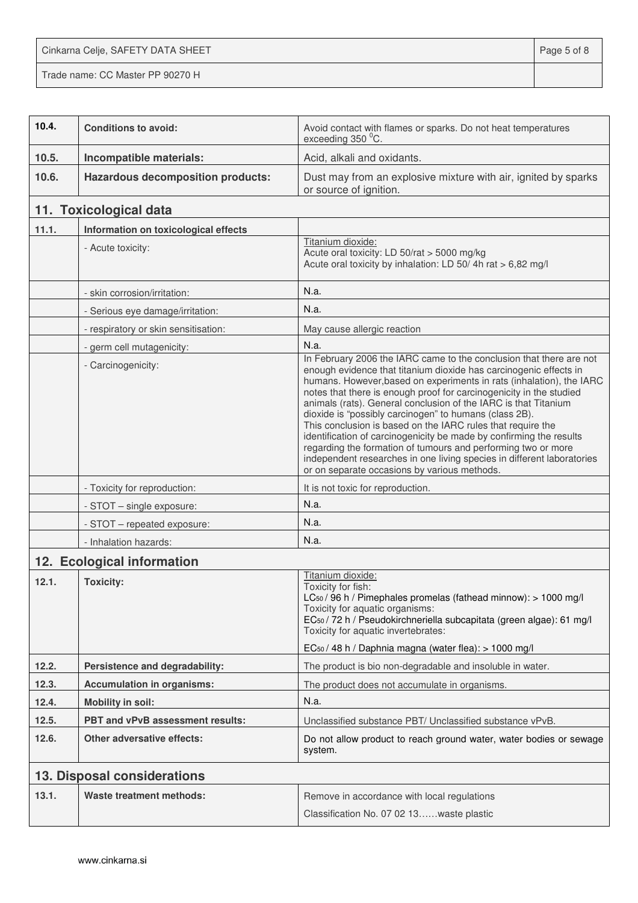| | | |
|---|---|---|
| **10.4.** | **Conditions to avoid:** | Avoid contact with flames or sparks. Do not heat temperatures exceeding 350 $^{0}$C. |
| **10.5.** | **Incompatible materials:** | Acid, alkali and oxidants. |
| **10.6.** | **Hazardous decomposition products:** | Dust may from an explosive mixture with air, ignited by sparks or source of ignition. |

## 11. Toxicological data

| | | |
|---|---|---|
| **11.1.** | **Information on toxicological effects** | |
| | - Acute toxicity: | Titanium dioxide:<br>Acute oral toxicity: LD 50/rat > 5000 mg/kg<br>Acute oral toxicity by inhalation: LD 50/ 4h rat > 6,82 mg/l |
| | - skin corrosion/irritation: | N.a. |
| | - Serious eye damage/irritation: | N.a. |
| | - respiratory or skin sensitisation: | May cause allergic reaction |
| | - germ cell mutagenicity: | N.a. |
| | - Carcinogenicity: | In February 2006 the IARC came to the conclusion that there are not enough evidence that titanium dioxide has carcinogenic effects in humans. However,based on experiments in rats (inhalation), the IARC notes that there is enough proof for carcinogenicity in the studied animals (rats). General conclusion of the IARC is that Titanium dioxide is "possibly carcinogen" to humans (class 2B).<br>This conclusion is based on the IARC rules that require the identification of carcinogenicity be made by confirming the results regarding the formation of tumours and performing two or more independent researches in one living species in different laboratories or on separate occasions by various methods. |
| | - Toxicity for reproduction: | It is not toxic for reproduction. |
| | - STOT – single exposure: | N.a. |
| | - STOT – repeated exposure: | N.a. |
| | - Inhalation hazards: | N.a. |

## 12. Ecological information

| | | |
|---|---|---|
| **12.1.** | **Toxicity:** | Titanium dioxide:<br>Toxicity for fish:<br>$LC_{50}$ / 96 h / Pimephales promelas (fathead minnow): > 1000 mg/l<br>Toxicity for aquatic organisms:<br>$EC_{50}$ / 72 h / Pseudokirchneriella subcapitata (green algae): 61 mg/l<br>Toxicity for aquatic invertebrates:<br>$EC_{50}$ / 48 h / Daphnia magna (water flea): > 1000 mg/l |
| **12.2.** | **Persistence and degradability:** | The product is bio non-degradable and insoluble in water. |
| **12.3.** | **Accumulation in organisms:** | The product does not accumulate in organisms. |
| **12.4.** | **Mobility in soil:** | N.a. |
| **12.5.** | **PBT and vPvB assessment results:** | Unclassified substance PBT/ Unclassified substance vPvB. |
| **12.6.** | **Other adversative effects:** | Do not allow product to reach ground water, water bodies or sewage system. |

## 13. Disposal considerations

| | | |
|---|---|---|
| **13.1.** | **Waste treatment methods:** | Remove in accordance with local regulations<br>Classification No. 07 02 13……waste plastic |

www.cinkarna.si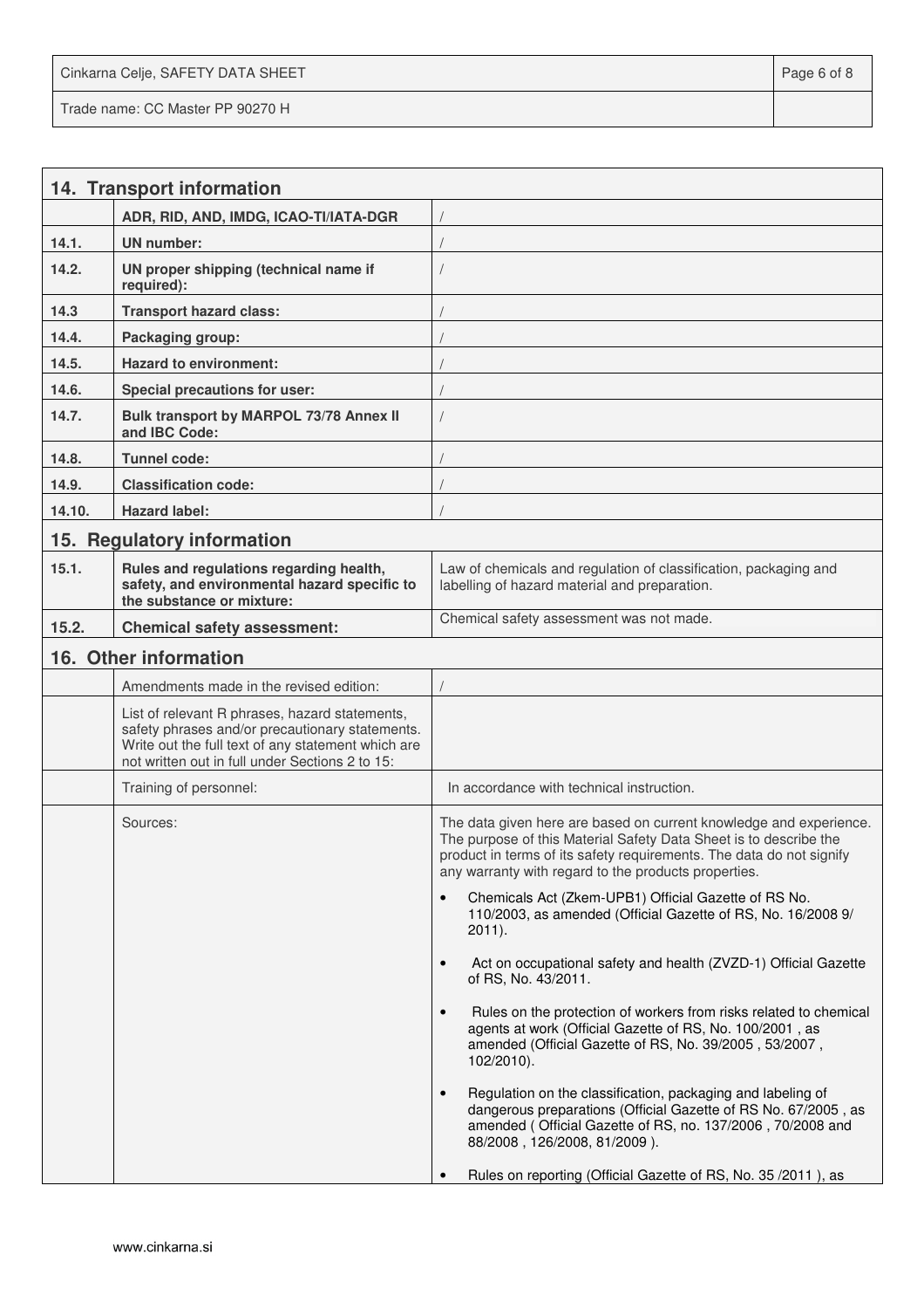## 14. Transport information

| | | |
|---|---|---|
| | **ADR, RID, AND, IMDG, ICAO-TI/IATA-DGR** | / |
| **14.1.** | **UN number:** | / |
| **14.2.** | **UN proper shipping (technical name if required):** | / |
| **14.3** | **Transport hazard class:** | / |
| **14.4.** | **Packaging group:** | / |
| **14.5.** | **Hazard to environment:** | / |
| **14.6.** | **Special precautions for user:** | / |
| **14.7.** | **Bulk transport by MARPOL 73/78 Annex II and IBC Code:** | / |
| **14.8.** | **Tunnel code:** | / |
| **14.9.** | **Classification code:** | / |
| **14.10.** | **Hazard label:** | / |

## 15. Regulatory information

| | | |
|---|---|---|
| **15.1.** | **Rules and regulations regarding health, safety, and environmental hazard specific to the substance or mixture:** | Law of chemicals and regulation of classification, packaging and labelling of hazard material and preparation. |
| **15.2.** | **Chemical safety assessment:** | Chemical safety assessment was not made. |

## 16. Other information

| | | |
|---|---|---|
| | Amendments made in the revised edition: | / |
| | List of relevant R phrases, hazard statements, safety phrases and/or precautionary statements. Write out the full text of any statement which are not written out in full under Sections 2 to 15: | |
| | Training of personnel: | In accordance with technical instruction. |
| | Sources: | The data given here are based on current knowledge and experience. The purpose of this Material Safety Data Sheet is to describe the product in terms of its safety requirements. The data do not signify any warranty with regard to the products properties.<br>• Chemicals Act (Zkem-UPB1) Official Gazette of RS No. 110/2003, as amended (Official Gazette of RS, No. 16/2008 9/ 2011).<br>• Act on occupational safety and health (ZVZD-1) Official Gazette of RS, No. 43/2011.<br>• Rules on the protection of workers from risks related to chemical agents at work (Official Gazette of RS, No. 100/2001 , as amended (Official Gazette of RS, No. 39/2005 , 53/2007 , 102/2010).<br>• Regulation on the classification, packaging and labeling of dangerous preparations (Official Gazette of RS No. 67/2005 , as amended ( Official Gazette of RS, no. 137/2006 , 70/2008 and 88/2008 , 126/2008, 81/2009 ).<br>• Rules on reporting (Official Gazette of RS, No. 35 /2011 ), as |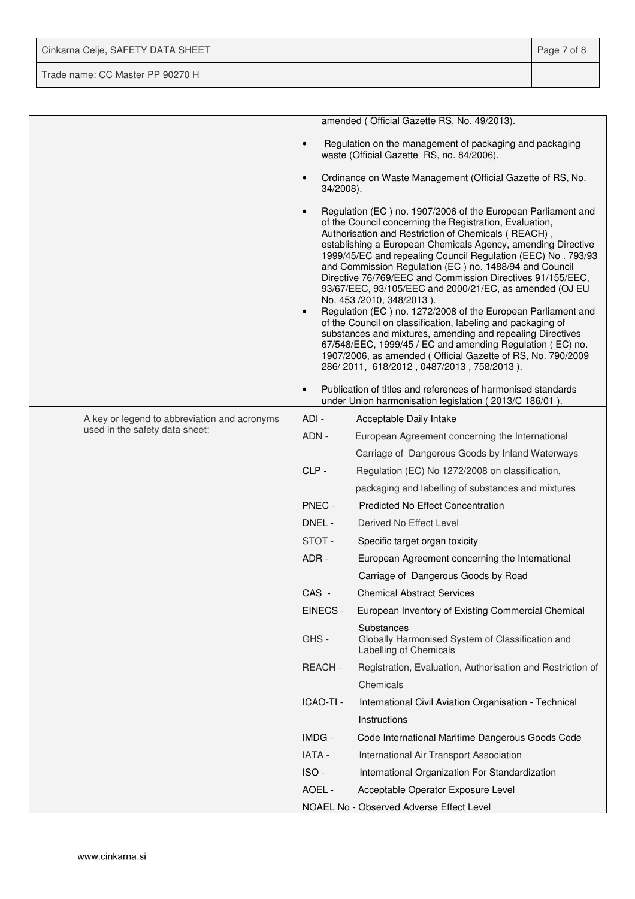| | | |
|---|---|---|
| | | amended ( Official Gazette RS, No. 49/2013).<br><br>• Regulation on the management of packaging and packaging waste (Official Gazette RS, no. 84/2006).<br><br>• Ordinance on Waste Management (Official Gazette of RS, No. 34/2008).<br><br>• Regulation (EC ) no. 1907/2006 of the European Parliament and of the Council concerning the Registration, Evaluation, Authorisation and Restriction of Chemicals ( REACH) , establishing a European Chemicals Agency, amending Directive 1999/45/EC and repealing Council Regulation (EEC) No . 793/93 and Commission Regulation (EC ) no. 1488/94 and Council Directive 76/769/EEC and Commission Directives 91/155/EEC, 93/67/EEC, 93/105/EEC and 2000/21/EC, as amended (OJ EU No. 453 /2010, 348/2013 ).<br>• Regulation (EC ) no. 1272/2008 of the European Parliament and of the Council on classification, labeling and packaging of substances and mixtures, amending and repealing Directives 67/548/EEC, 1999/45 / EC and amending Regulation ( EC) no. 1907/2006, as amended ( Official Gazette of RS, No. 790/2009 286/ 2011, 618/2012 , 0487/2013 , 758/2013 ).<br><br>• Publication of titles and references of harmonised standards under Union harmonisation legislation ( 2013/C 186/01 ). |
| | A key or legend to abbreviation and acronyms used in the safety data sheet: | ADI - Acceptable Daily Intake<br>ADN - European Agreement concerning the International Carriage of Dangerous Goods by Inland Waterways<br>CLP - Regulation (EC) No 1272/2008 on classification, packaging and labelling of substances and mixtures<br>PNEC - Predicted No Effect Concentration<br>DNEL - Derived No Effect Level<br>STOT - Specific target organ toxicity<br>ADR - European Agreement concerning the International Carriage of Dangerous Goods by Road<br>CAS - Chemical Abstract Services<br>EINECS - European Inventory of Existing Commercial Chemical Substances<br>GHS - Globally Harmonised System of Classification and Labelling of Chemicals<br>REACH - Registration, Evaluation, Authorisation and Restriction of Chemicals<br>ICAO-TI - International Civil Aviation Organisation - Technical Instructions<br>IMDG - Code International Maritime Dangerous Goods Code<br>IATA - International Air Transport Association<br>ISO - International Organization For Standardization<br>AOEL - Acceptable Operator Exposure Level<br>NOAEL No - Observed Adverse Effect Level |

www.cinkarna.si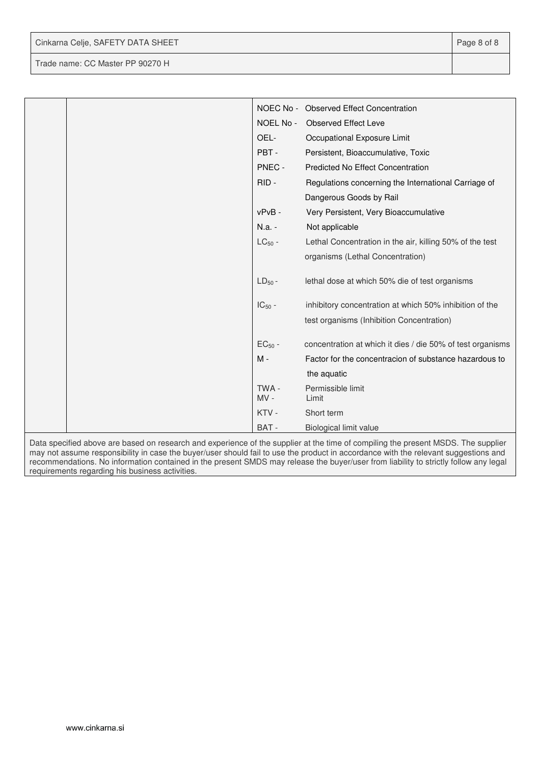| | | | |
|---|---|---|---|
| | | NOEC No - | Observed Effect Concentration |
| | | NOEL No - | Observed Effect Leve |
| | | OEL- | Occupational Exposure Limit |
| | | PBT - | Persistent, Bioaccumulative, Toxic |
| | | PNEC - | Predicted No Effect Concentration |
| | | RID - | Regulations concerning the International Carriage of Dangerous Goods by Rail |
| | | vPvB - | Very Persistent, Very Bioaccumulative |
| | | N.a. - | Not applicable |
| | | $LC_{50}$ - | Lethal Concentration in the air, killing 50% of the test organisms (Lethal Concentration) |
| | | $LD_{50}$ - | lethal dose at which 50% die of test organisms |
| | | $IC_{50}$ - | inhibitory concentration at which 50% inhibition of the test organisms (Inhibition Concentration) |
| | | $EC_{50}$ - | concentration at which it dies / die 50% of test organisms |
| | | M - | Factor for the concentracion of substance hazardous to the aquatic |
| | | TWA - | Permissible limit |
| | | MV - | Limit |
| | | KTV - | Short term |
| | | BAT - | Biological limit value |

Data specified above are based on research and experience of the supplier at the time of compiling the present MSDS. The supplier may not assume responsibility in case the buyer/user should fail to use the product in accordance with the relevant suggestions and recommendations. No information contained in the present SMDS may release the buyer/user from liability to strictly follow any legal requirements regarding his business activities.